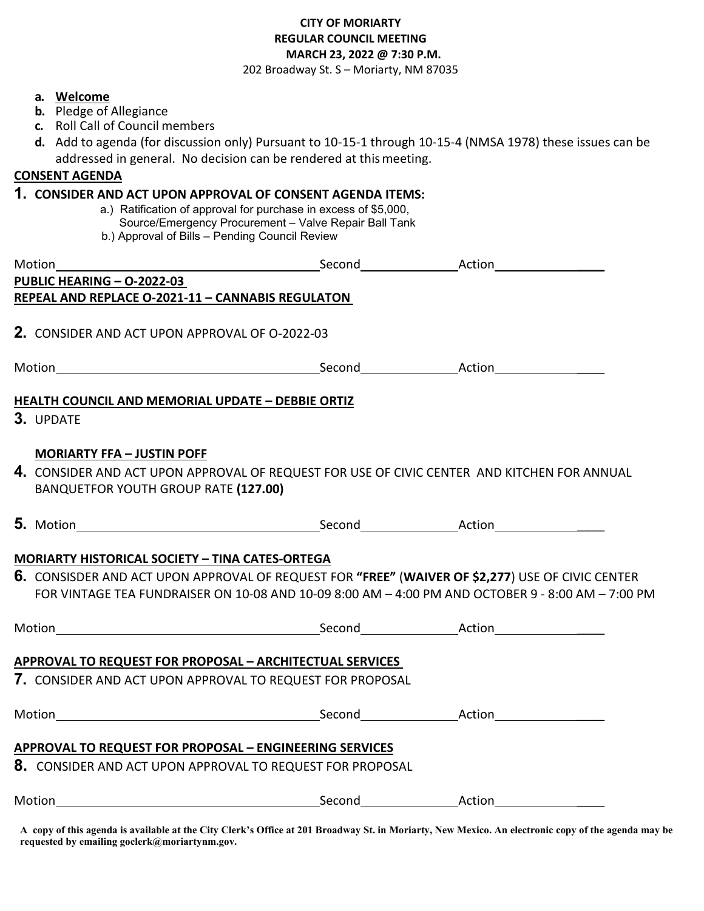**CITY OF MORIARTY**
**REGULAR COUNCIL MEETING**
**MARCH 23, 2022 @ 7:30 P.M.**
202 Broadway St. S – Moriarty, NM 87035

- **a.** **Welcome**
- **b.** Pledge of Allegiance
- **c.** Roll Call of Council members
- **d.** Add to agenda (for discussion only) Pursuant to 10-15-1 through 10-15-4 (NMSA 1978) these issues can be addressed in general. No decision can be rendered at this meeting.

**CONSENT AGENDA**

**1. CONSIDER AND ACT UPON APPROVAL OF CONSENT AGENDA ITEMS:**

a.) Ratification of approval for purchase in excess of $5,000, Source/Emergency Procurement – Valve Repair Ball Tank
b.) Approval of Bills – Pending Council Review

Motion\_\_\_\_\_\_\_\_\_\_\_\_\_\_\_\_\_\_\_\_ Second\_\_\_\_\_\_\_\_\_\_ Action\_\_\_\_\_\_\_\_\_\_

**PUBLIC HEARING – O-2022-03**
**REPEAL AND REPLACE O-2021-11 – CANNABIS REGULATON**

**2.** CONSIDER AND ACT UPON APPROVAL OF O-2022-03

Motion\_\_\_\_\_\_\_\_\_\_\_\_\_\_\_\_\_\_\_\_ Second\_\_\_\_\_\_\_\_\_\_ Action\_\_\_\_\_\_\_\_\_\_

**HEALTH COUNCIL AND MEMORIAL UPDATE – DEBBIE ORTIZ**

**3.** UPDATE

**MORIARTY FFA – JUSTIN POFF**

**4.** CONSIDER AND ACT UPON APPROVAL OF REQUEST FOR USE OF CIVIC CENTER AND KITCHEN FOR ANNUAL BANQUETFOR YOUTH GROUP RATE **(127.00)**

**5.** Motion\_\_\_\_\_\_\_\_\_\_\_\_\_\_\_\_\_\_\_\_ Second\_\_\_\_\_\_\_\_\_\_ Action\_\_\_\_\_\_\_\_\_\_

**MORIARTY HISTORICAL SOCIETY – TINA CATES-ORTEGA**

**6.** CONSISDER AND ACT UPON APPROVAL OF REQUEST FOR **"FREE"** (**WAIVER OF $2,277**) USE OF CIVIC CENTER FOR VINTAGE TEA FUNDRAISER ON 10-08 AND 10-09 8:00 AM – 4:00 PM AND OCTOBER 9 - 8:00 AM – 7:00 PM

Motion\_\_\_\_\_\_\_\_\_\_\_\_\_\_\_\_\_\_\_\_ Second\_\_\_\_\_\_\_\_\_\_ Action\_\_\_\_\_\_\_\_\_\_

**APPROVAL TO REQUEST FOR PROPOSAL – ARCHITECTUAL SERVICES**

**7.** CONSIDER AND ACT UPON APPROVAL TO REQUEST FOR PROPOSAL

Motion\_\_\_\_\_\_\_\_\_\_\_\_\_\_\_\_\_\_\_\_ Second\_\_\_\_\_\_\_\_\_\_ Action\_\_\_\_\_\_\_\_\_\_

**APPROVAL TO REQUEST FOR PROPOSAL – ENGINEERING SERVICES**

**8.** CONSIDER AND ACT UPON APPROVAL TO REQUEST FOR PROPOSAL

Motion\_\_\_\_\_\_\_\_\_\_\_\_\_\_\_\_\_\_\_\_ Second\_\_\_\_\_\_\_\_\_\_ Action\_\_\_\_\_\_\_\_\_\_

**A copy of this agenda is available at the City Clerk's Office at 201 Broadway St. in Moriarty, New Mexico. An electronic copy of the agenda may be requested by emailing goclerk@moriartynm.gov.**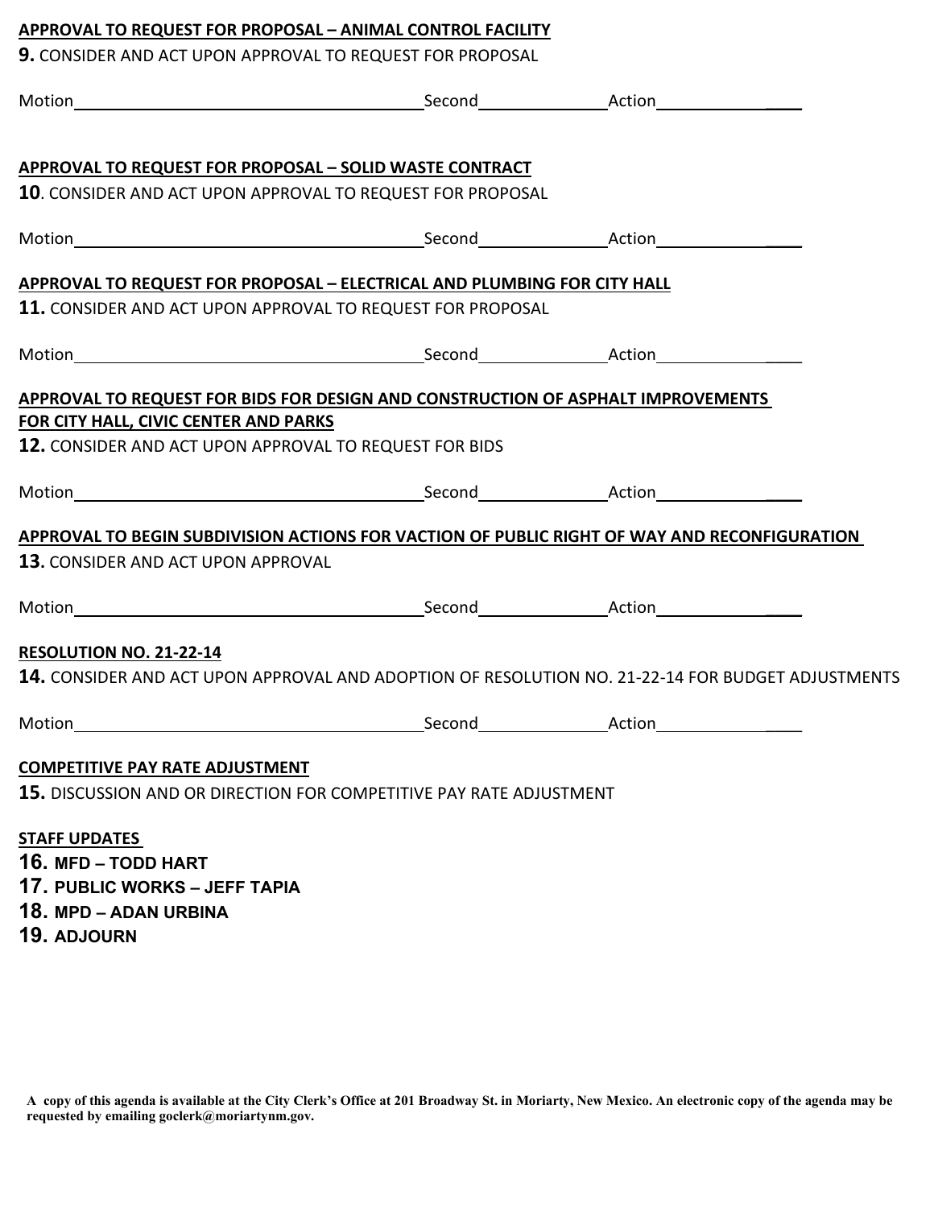**APPROVAL TO REQUEST FOR PROPOSAL – ANIMAL CONTROL FACILITY**

**9.** CONSIDER AND ACT UPON APPROVAL TO REQUEST FOR PROPOSAL

Motion________________________________________Second______________Action________________

**APPROVAL TO REQUEST FOR PROPOSAL – SOLID WASTE CONTRACT**

**10**. CONSIDER AND ACT UPON APPROVAL TO REQUEST FOR PROPOSAL

Motion________________________________________Second______________Action________________

**APPROVAL TO REQUEST FOR PROPOSAL – ELECTRICAL AND PLUMBING FOR CITY HALL**

**11.** CONSIDER AND ACT UPON APPROVAL TO REQUEST FOR PROPOSAL

Motion________________________________________Second______________Action________________

**APPROVAL TO REQUEST FOR BIDS FOR DESIGN AND CONSTRUCTION OF ASPHALT IMPROVEMENTS FOR CITY HALL, CIVIC CENTER AND PARKS**

**12.** CONSIDER AND ACT UPON APPROVAL TO REQUEST FOR BIDS

Motion________________________________________Second______________Action________________

**APPROVAL TO BEGIN SUBDIVISION ACTIONS FOR VACTION OF PUBLIC RIGHT OF WAY AND RECONFIGURATION**

**13.** CONSIDER AND ACT UPON APPROVAL

Motion________________________________________Second______________Action________________

**RESOLUTION NO. 21-22-14**

**14.** CONSIDER AND ACT UPON APPROVAL AND ADOPTION OF RESOLUTION NO. 21-22-14 FOR BUDGET ADJUSTMENTS

Motion________________________________________Second______________Action________________

**COMPETITIVE PAY RATE ADJUSTMENT**

**15.** DISCUSSION AND OR DIRECTION FOR COMPETITIVE PAY RATE ADJUSTMENT

**STAFF UPDATES**

**16. MFD – TODD HART**

**17. PUBLIC WORKS – JEFF TAPIA**

**18. MPD – ADAN URBINA**

**19. ADJOURN**

**A copy of this agenda is available at the City Clerk's Office at 201 Broadway St. in Moriarty, New Mexico. An electronic copy of the agenda may be requested by emailing goclerk@moriartynm.gov.**